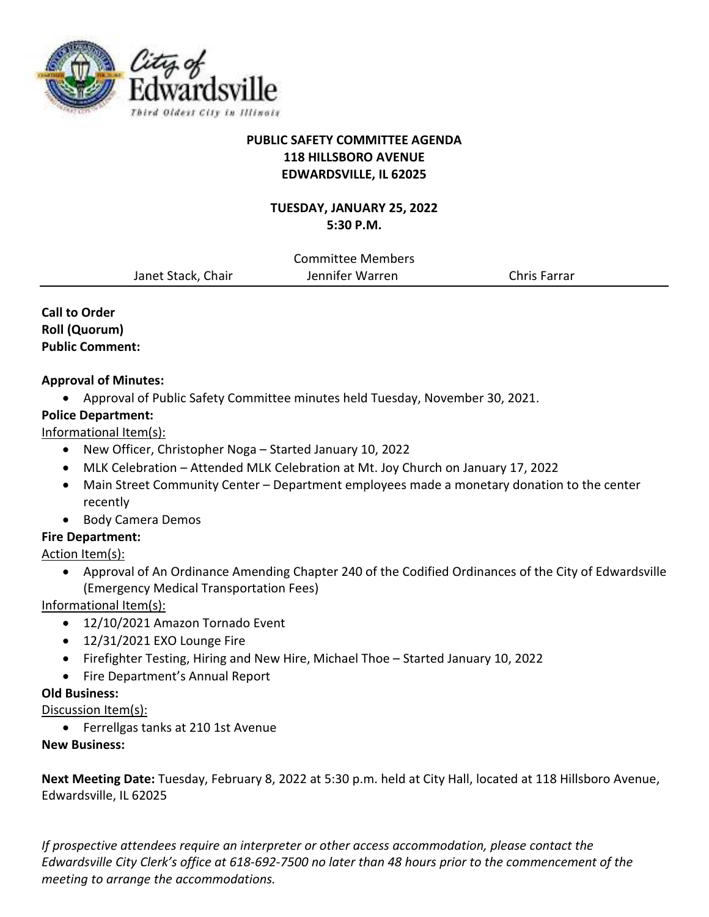City of Edwardsville
*Third Oldest City in Illinois*

# PUBLIC SAFETY COMMITTEE AGENDA
**118 HILLSBORO AVENUE**
**EDWARDSVILLE, IL 62025**

**TUESDAY, JANUARY 25, 2022**
**5:30 P.M.**

Committee Members

Janet Stack, Chair | Jennifer Warren | Chris Farrar

---

**Call to Order**
**Roll (Quorum)**
**Public Comment:**

**Approval of Minutes:**

- Approval of Public Safety Committee minutes held Tuesday, November 30, 2021.

**Police Department:**

Informational Item(s):

- New Officer, Christopher Noga – Started January 10, 2022
- MLK Celebration – Attended MLK Celebration at Mt. Joy Church on January 17, 2022
- Main Street Community Center – Department employees made a monetary donation to the center recently
- Body Camera Demos

**Fire Department:**

Action Item(s):

- Approval of An Ordinance Amending Chapter 240 of the Codified Ordinances of the City of Edwardsville (Emergency Medical Transportation Fees)

Informational Item(s):

- 12/10/2021 Amazon Tornado Event
- 12/31/2021 EXO Lounge Fire
- Firefighter Testing, Hiring and New Hire, Michael Thoe – Started January 10, 2022
- Fire Department's Annual Report

**Old Business:**

Discussion Item(s):

- Ferrellgas tanks at 210 1st Avenue

**New Business:**

**Next Meeting Date:** Tuesday, February 8, 2022 at 5:30 p.m. held at City Hall, located at 118 Hillsboro Avenue, Edwardsville, IL 62025

*If prospective attendees require an interpreter or other access accommodation, please contact the Edwardsville City Clerk's office at 618-692-7500 no later than 48 hours prior to the commencement of the meeting to arrange the accommodations.*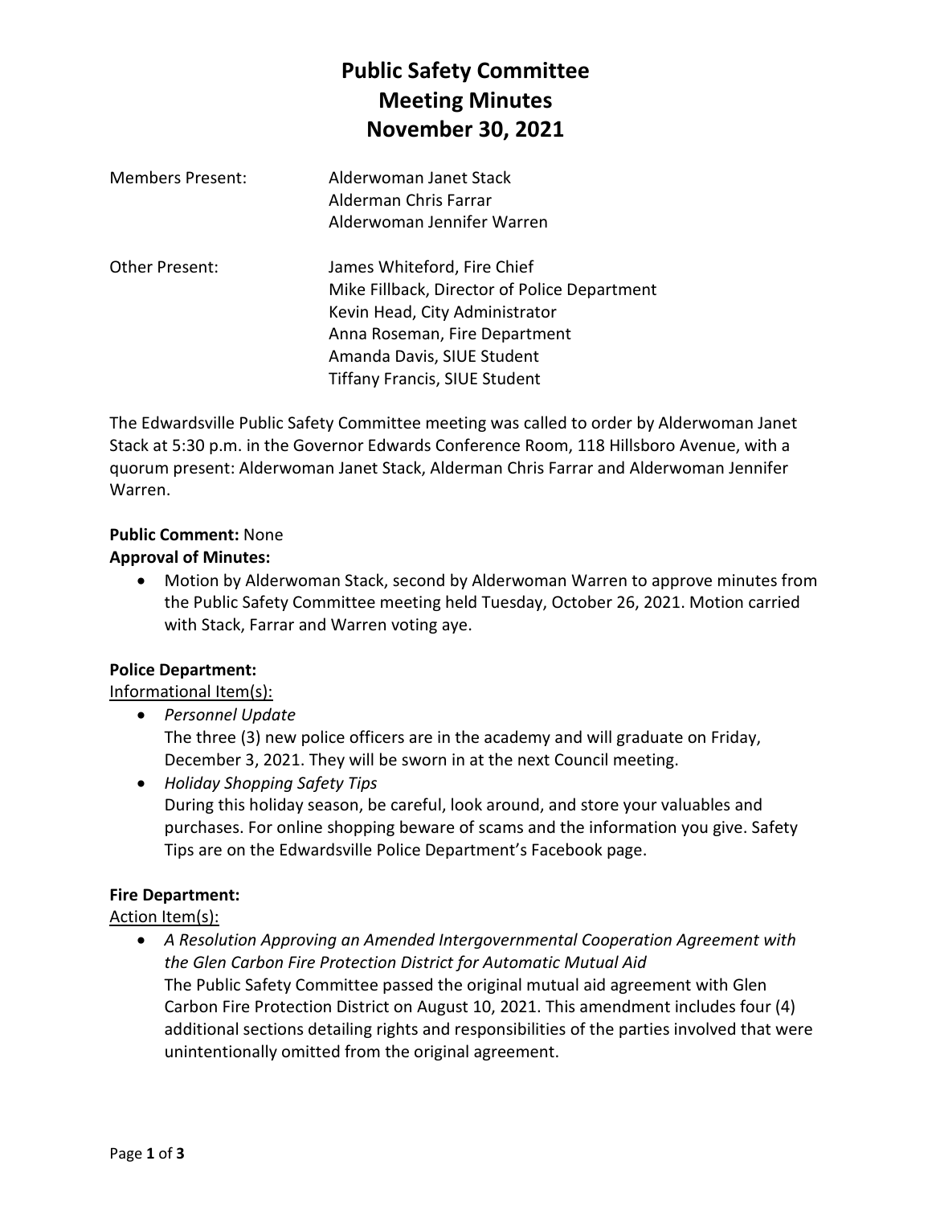# Public Safety Committee Meeting Minutes November 30, 2021

Members Present: Alderwoman Janet Stack
Alderman Chris Farrar
Alderwoman Jennifer Warren

Other Present: James Whiteford, Fire Chief
Mike Fillback, Director of Police Department
Kevin Head, City Administrator
Anna Roseman, Fire Department
Amanda Davis, SIUE Student
Tiffany Francis, SIUE Student

The Edwardsville Public Safety Committee meeting was called to order by Alderwoman Janet Stack at 5:30 p.m. in the Governor Edwards Conference Room, 118 Hillsboro Avenue, with a quorum present: Alderwoman Janet Stack, Alderman Chris Farrar and Alderwoman Jennifer Warren.

**Public Comment:** None

**Approval of Minutes:**

- Motion by Alderwoman Stack, second by Alderwoman Warren to approve minutes from the Public Safety Committee meeting held Tuesday, October 26, 2021. Motion carried with Stack, Farrar and Warren voting aye.

**Police Department:**

Informational Item(s):

- *Personnel Update*
  The three (3) new police officers are in the academy and will graduate on Friday, December 3, 2021. They will be sworn in at the next Council meeting.
- *Holiday Shopping Safety Tips*
  During this holiday season, be careful, look around, and store your valuables and purchases. For online shopping beware of scams and the information you give. Safety Tips are on the Edwardsville Police Department's Facebook page.

**Fire Department:**

Action Item(s):

- *A Resolution Approving an Amended Intergovernmental Cooperation Agreement with the Glen Carbon Fire Protection District for Automatic Mutual Aid*
  The Public Safety Committee passed the original mutual aid agreement with Glen Carbon Fire Protection District on August 10, 2021. This amendment includes four (4) additional sections detailing rights and responsibilities of the parties involved that were unintentionally omitted from the original agreement.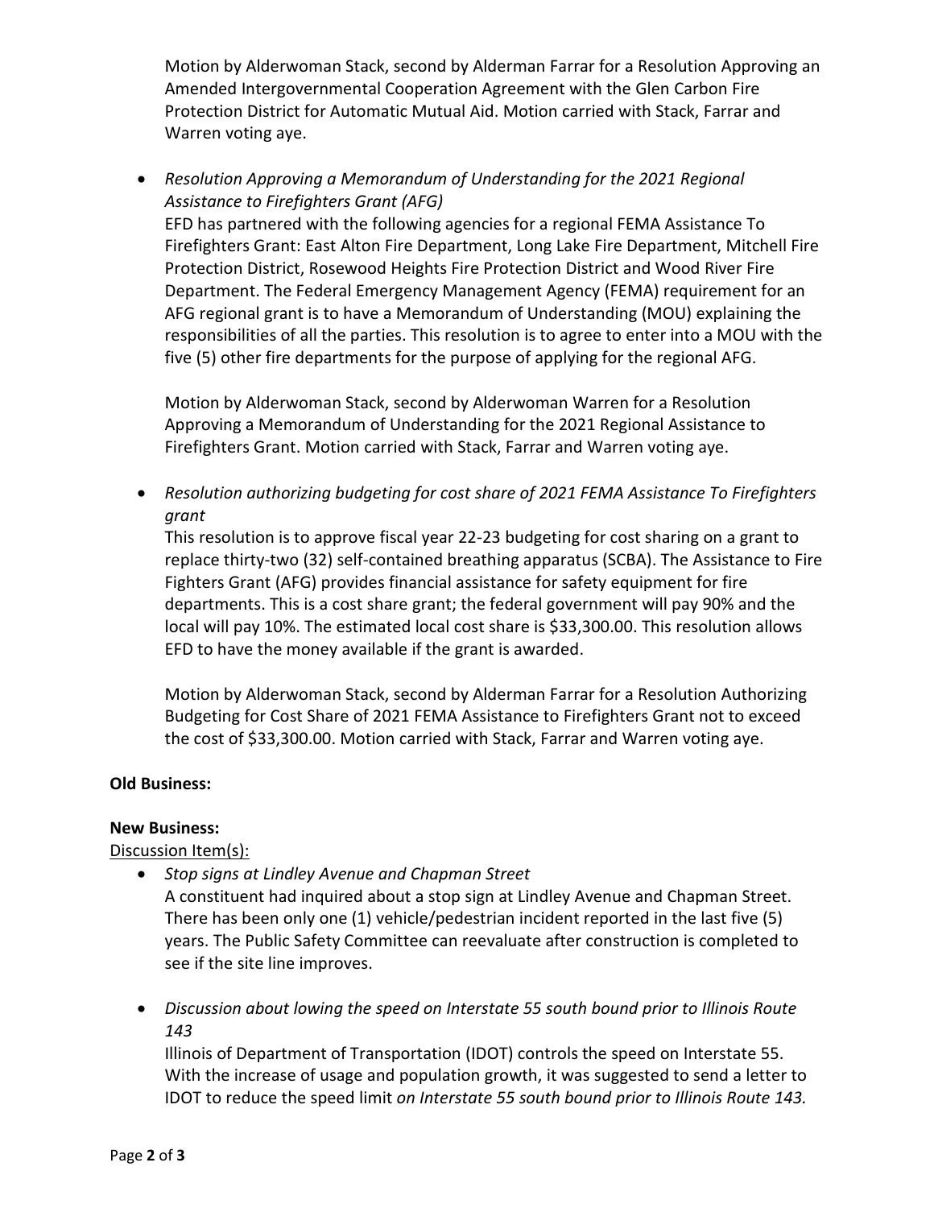Motion by Alderwoman Stack, second by Alderman Farrar for a Resolution Approving an Amended Intergovernmental Cooperation Agreement with the Glen Carbon Fire Protection District for Automatic Mutual Aid. Motion carried with Stack, Farrar and Warren voting aye.

- *Resolution Approving a Memorandum of Understanding for the 2021 Regional Assistance to Firefighters Grant (AFG)*
  EFD has partnered with the following agencies for a regional FEMA Assistance To Firefighters Grant: East Alton Fire Department, Long Lake Fire Department, Mitchell Fire Protection District, Rosewood Heights Fire Protection District and Wood River Fire Department. The Federal Emergency Management Agency (FEMA) requirement for an AFG regional grant is to have a Memorandum of Understanding (MOU) explaining the responsibilities of all the parties. This resolution is to agree to enter into a MOU with the five (5) other fire departments for the purpose of applying for the regional AFG.

  Motion by Alderwoman Stack, second by Alderwoman Warren for a Resolution Approving a Memorandum of Understanding for the 2021 Regional Assistance to Firefighters Grant. Motion carried with Stack, Farrar and Warren voting aye.

- *Resolution authorizing budgeting for cost share of 2021 FEMA Assistance To Firefighters grant*
  This resolution is to approve fiscal year 22-23 budgeting for cost sharing on a grant to replace thirty-two (32) self-contained breathing apparatus (SCBA). The Assistance to Fire Fighters Grant (AFG) provides financial assistance for safety equipment for fire departments. This is a cost share grant; the federal government will pay 90% and the local will pay 10%. The estimated local cost share is $33,300.00. This resolution allows EFD to have the money available if the grant is awarded.

  Motion by Alderwoman Stack, second by Alderman Farrar for a Resolution Authorizing Budgeting for Cost Share of 2021 FEMA Assistance to Firefighters Grant not to exceed the cost of $33,300.00. Motion carried with Stack, Farrar and Warren voting aye.

**Old Business:**

**New Business:**

Discussion Item(s):

- *Stop signs at Lindley Avenue and Chapman Street*
  A constituent had inquired about a stop sign at Lindley Avenue and Chapman Street. There has been only one (1) vehicle/pedestrian incident reported in the last five (5) years. The Public Safety Committee can reevaluate after construction is completed to see if the site line improves.

- *Discussion about lowing the speed on Interstate 55 south bound prior to Illinois Route 143*
  Illinois of Department of Transportation (IDOT) controls the speed on Interstate 55. With the increase of usage and population growth, it was suggested to send a letter to IDOT to reduce the speed limit *on Interstate 55 south bound prior to Illinois Route 143.*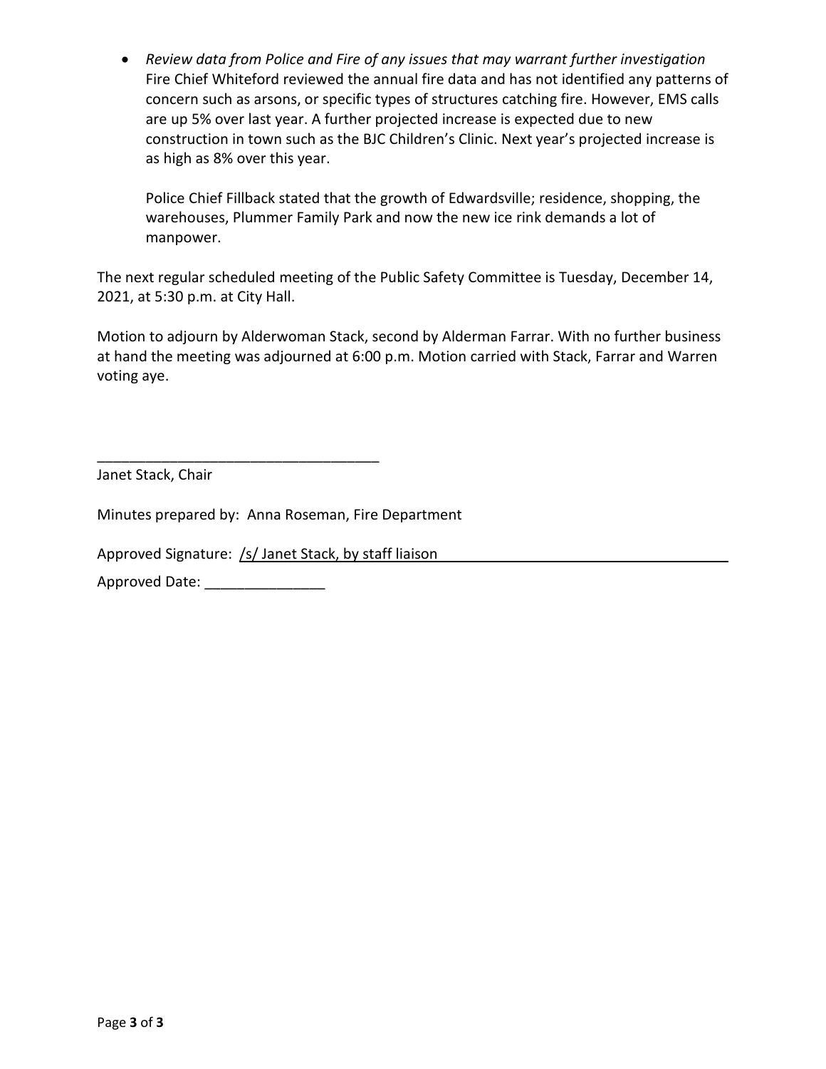- *Review data from Police and Fire of any issues that may warrant further investigation*
  Fire Chief Whiteford reviewed the annual fire data and has not identified any patterns of concern such as arsons, or specific types of structures catching fire. However, EMS calls are up 5% over last year. A further projected increase is expected due to new construction in town such as the BJC Children's Clinic. Next year's projected increase is as high as 8% over this year.

  Police Chief Fillback stated that the growth of Edwardsville; residence, shopping, the warehouses, Plummer Family Park and now the new ice rink demands a lot of manpower.

The next regular scheduled meeting of the Public Safety Committee is Tuesday, December 14, 2021, at 5:30 p.m. at City Hall.

Motion to adjourn by Alderwoman Stack, second by Alderman Farrar. With no further business at hand the meeting was adjourned at 6:00 p.m. Motion carried with Stack, Farrar and Warren voting aye.

___________________________________
Janet Stack, Chair

Minutes prepared by: Anna Roseman, Fire Department

Approved Signature: /s/ Janet Stack, by staff liaison

Approved Date: _______________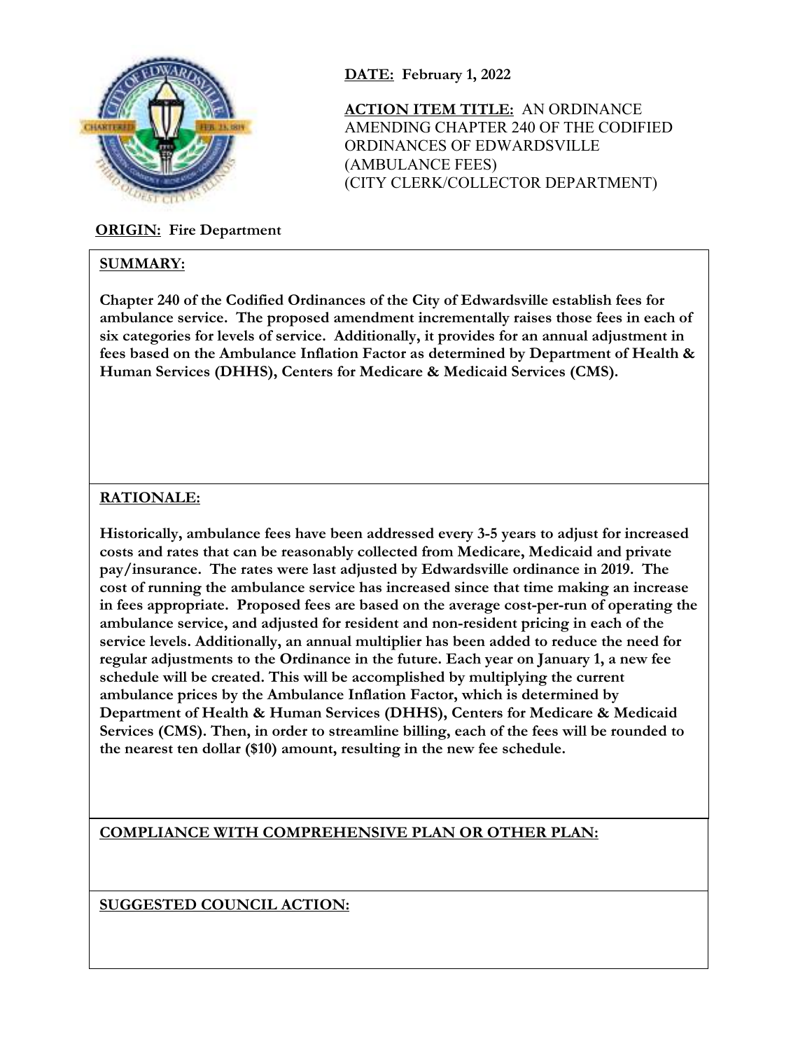**DATE:** **February 1, 2022**

**ACTION ITEM TITLE:** AN ORDINANCE AMENDING CHAPTER 240 OF THE CODIFIED ORDINANCES OF EDWARDSVILLE (AMBULANCE FEES) (CITY CLERK/COLLECTOR DEPARTMENT)

**ORIGIN:** **Fire Department**

**SUMMARY:**

**Chapter 240 of the Codified Ordinances of the City of Edwardsville establish fees for ambulance service. The proposed amendment incrementally raises those fees in each of six categories for levels of service. Additionally, it provides for an annual adjustment in fees based on the Ambulance Inflation Factor as determined by Department of Health & Human Services (DHHS), Centers for Medicare & Medicaid Services (CMS).**

**RATIONALE:**

**Historically, ambulance fees have been addressed every 3-5 years to adjust for increased costs and rates that can be reasonably collected from Medicare, Medicaid and private pay/insurance. The rates were last adjusted by Edwardsville ordinance in 2019. The cost of running the ambulance service has increased since that time making an increase in fees appropriate. Proposed fees are based on the average cost-per-run of operating the ambulance service, and adjusted for resident and non-resident pricing in each of the service levels. Additionally, an annual multiplier has been added to reduce the need for regular adjustments to the Ordinance in the future. Each year on January 1, a new fee schedule will be created. This will be accomplished by multiplying the current ambulance prices by the Ambulance Inflation Factor, which is determined by Department of Health & Human Services (DHHS), Centers for Medicare & Medicaid Services (CMS). Then, in order to streamline billing, each of the fees will be rounded to the nearest ten dollar ($10) amount, resulting in the new fee schedule.**

**COMPLIANCE WITH COMPREHENSIVE PLAN OR OTHER PLAN:**

**SUGGESTED COUNCIL ACTION:**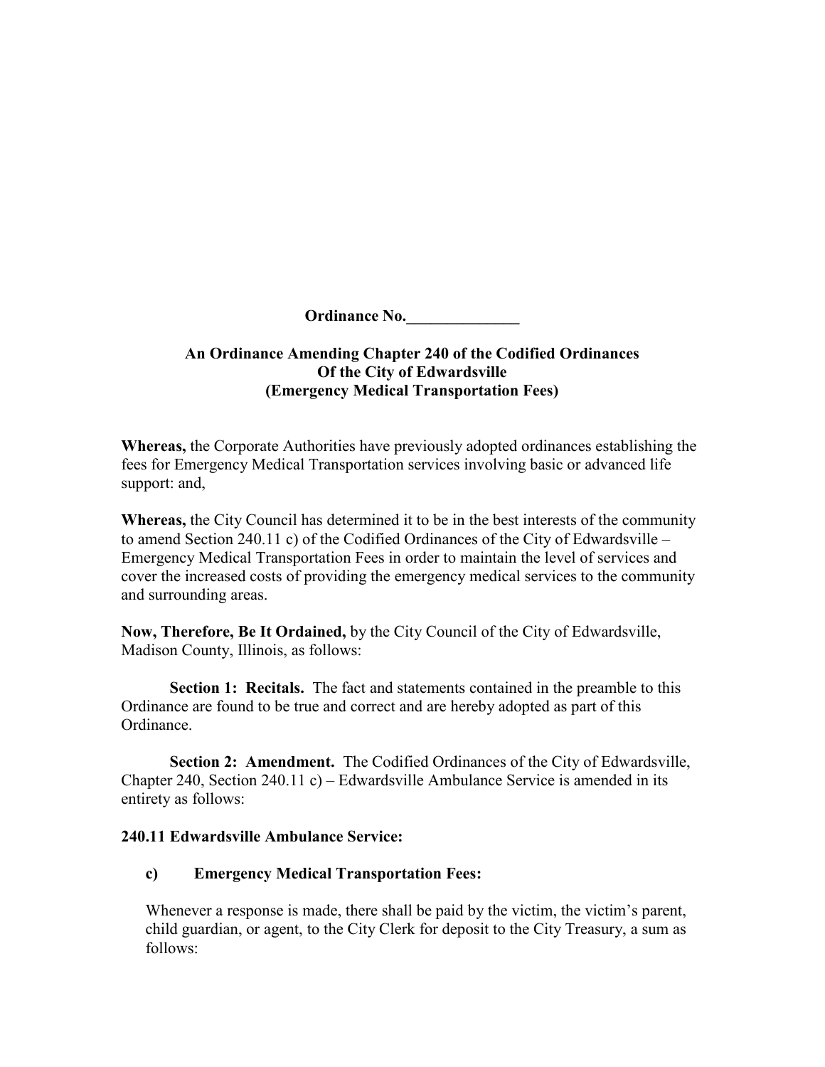**Ordinance No.______________**

**An Ordinance Amending Chapter 240 of the Codified Ordinances Of the City of Edwardsville (Emergency Medical Transportation Fees)**

**Whereas,** the Corporate Authorities have previously adopted ordinances establishing the fees for Emergency Medical Transportation services involving basic or advanced life support: and,

**Whereas,** the City Council has determined it to be in the best interests of the community to amend Section 240.11 c) of the Codified Ordinances of the City of Edwardsville – Emergency Medical Transportation Fees in order to maintain the level of services and cover the increased costs of providing the emergency medical services to the community and surrounding areas.

**Now, Therefore, Be It Ordained,** by the City Council of the City of Edwardsville, Madison County, Illinois, as follows:

**Section 1: Recitals.** The fact and statements contained in the preamble to this Ordinance are found to be true and correct and are hereby adopted as part of this Ordinance.

**Section 2: Amendment.** The Codified Ordinances of the City of Edwardsville, Chapter 240, Section 240.11 c) – Edwardsville Ambulance Service is amended in its entirety as follows:

**240.11 Edwardsville Ambulance Service:**

**c) Emergency Medical Transportation Fees:**

Whenever a response is made, there shall be paid by the victim, the victim's parent, child guardian, or agent, to the City Clerk for deposit to the City Treasury, a sum as follows: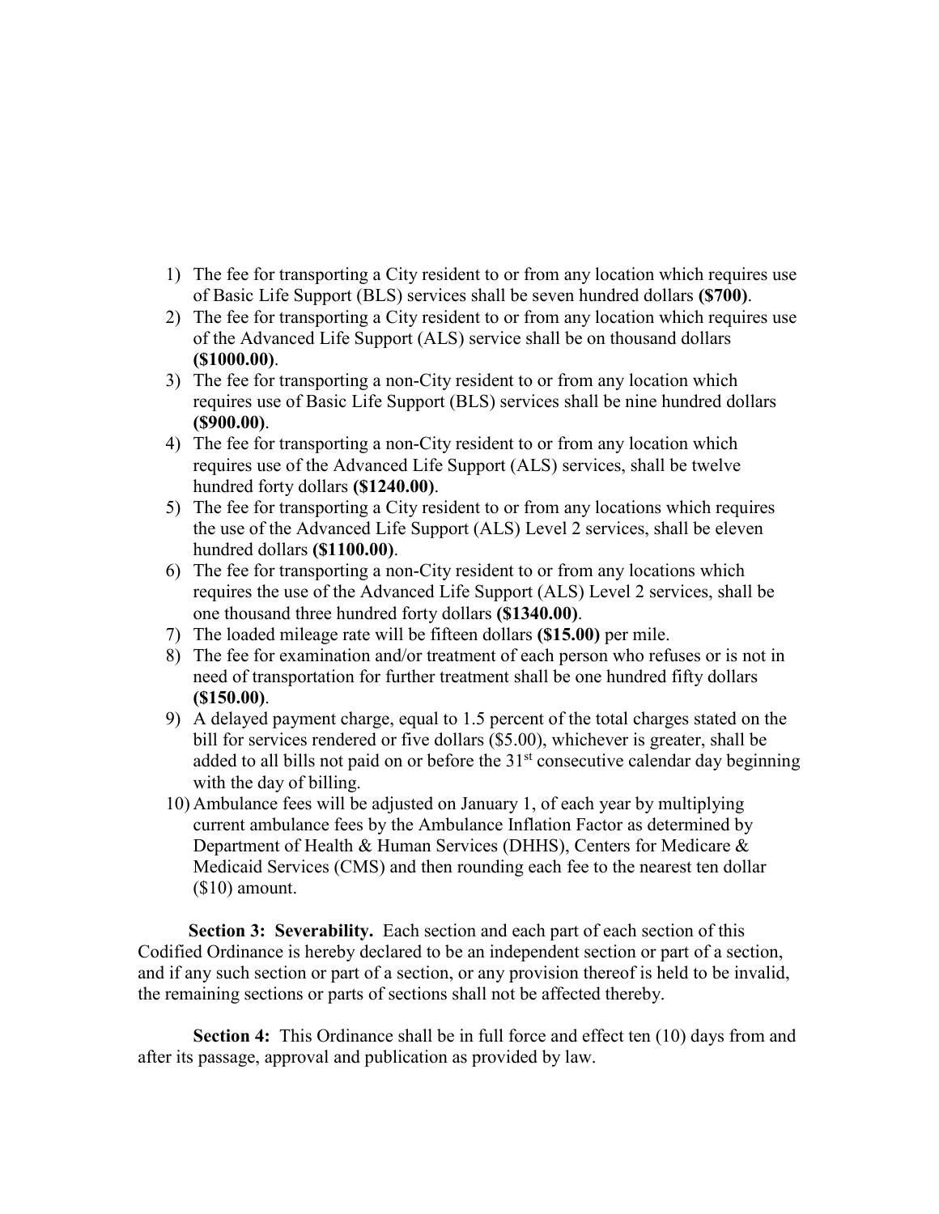1) The fee for transporting a City resident to or from any location which requires use of Basic Life Support (BLS) services shall be seven hundred dollars **($700)**.
2) The fee for transporting a City resident to or from any location which requires use of the Advanced Life Support (ALS) service shall be on thousand dollars **($1000.00)**.
3) The fee for transporting a non-City resident to or from any location which requires use of Basic Life Support (BLS) services shall be nine hundred dollars **($900.00)**.
4) The fee for transporting a non-City resident to or from any location which requires use of the Advanced Life Support (ALS) services, shall be twelve hundred forty dollars **($1240.00)**.
5) The fee for transporting a City resident to or from any locations which requires the use of the Advanced Life Support (ALS) Level 2 services, shall be eleven hundred dollars **($1100.00)**.
6) The fee for transporting a non-City resident to or from any locations which requires the use of the Advanced Life Support (ALS) Level 2 services, shall be one thousand three hundred forty dollars **($1340.00)**.
7) The loaded mileage rate will be fifteen dollars **($15.00)** per mile.
8) The fee for examination and/or treatment of each person who refuses or is not in need of transportation for further treatment shall be one hundred fifty dollars **($150.00)**.
9) A delayed payment charge, equal to 1.5 percent of the total charges stated on the bill for services rendered or five dollars ($5.00), whichever is greater, shall be added to all bills not paid on or before the 31st consecutive calendar day beginning with the day of billing.
10) Ambulance fees will be adjusted on January 1, of each year by multiplying current ambulance fees by the Ambulance Inflation Factor as determined by Department of Health & Human Services (DHHS), Centers for Medicare & Medicaid Services (CMS) and then rounding each fee to the nearest ten dollar ($10) amount.

**Section 3: Severability.** Each section and each part of each section of this Codified Ordinance is hereby declared to be an independent section or part of a section, and if any such section or part of a section, or any provision thereof is held to be invalid, the remaining sections or parts of sections shall not be affected thereby.

**Section 4:** This Ordinance shall be in full force and effect ten (10) days from and after its passage, approval and publication as provided by law.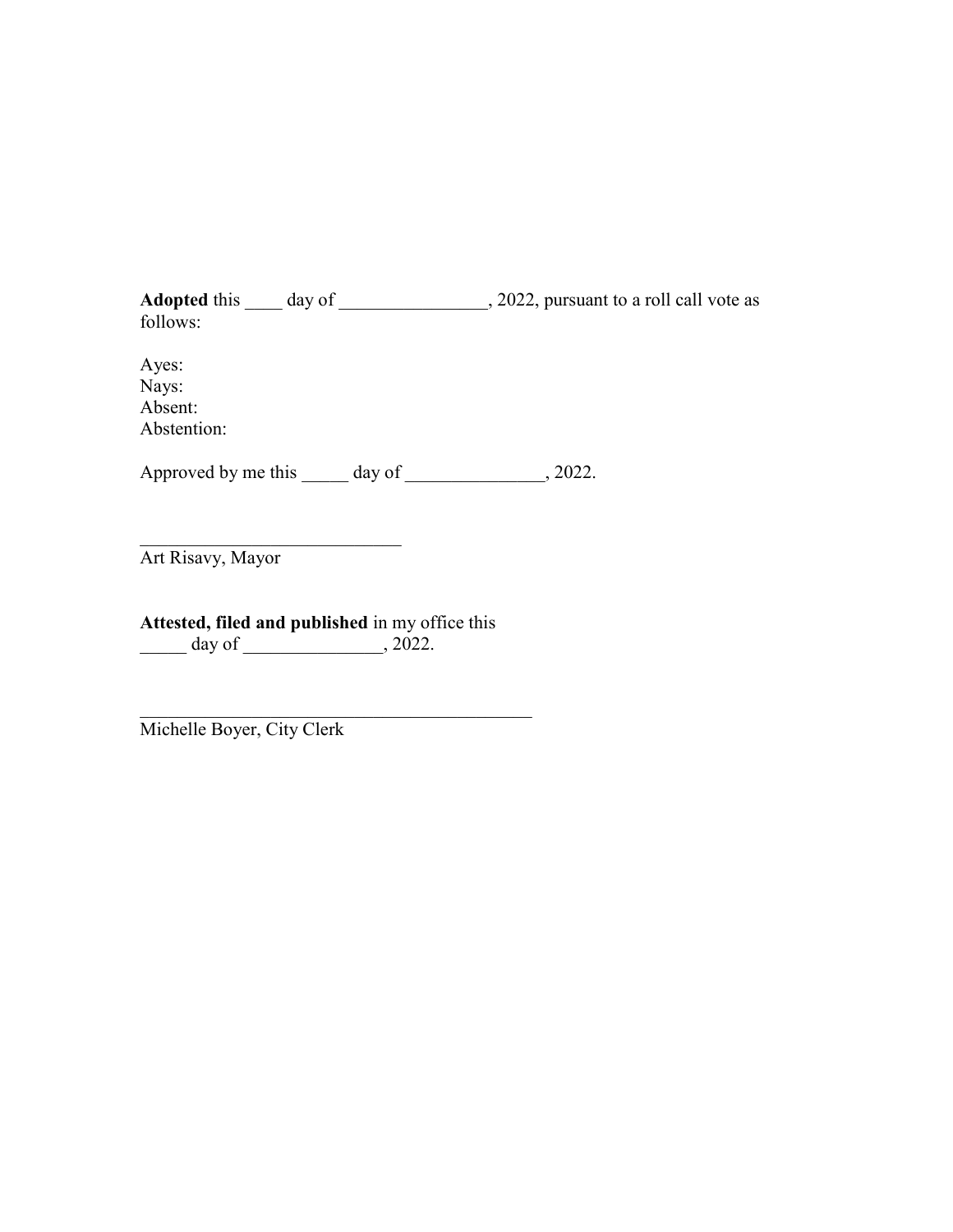**Adopted** this ____ day of ________________, 2022, pursuant to a roll call vote as follows:

Ayes:
Nays:
Absent:
Abstention:

Approved by me this _____ day of _______________, 2022.

____________________________
Art Risavy, Mayor

**Attested, filed and published** in my office this _____ day of _______________, 2022.

__________________________________________
Michelle Boyer, City Clerk